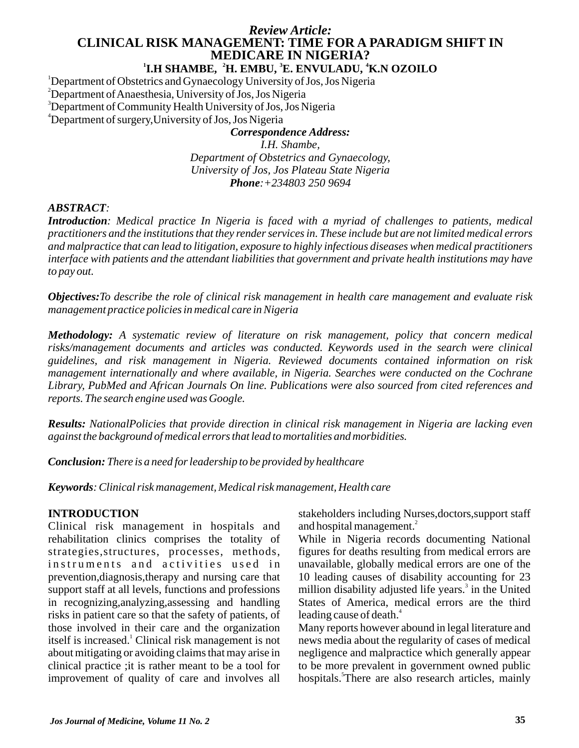*Review Article:*

# CLINICAL RISK MANAGEMENT: TIME FOR A PARADIGM SHIFT IN MEDICARE IN NIGERIA?

**[1]I.H SHAMBE, [2]H. EMBU, [3]E. ENVULADU, [4]K.N OZOILO**

[1]Department of Obstetrics and Gynaecology University of Jos, Jos Nigeria
[2]Department of Anaesthesia, University of Jos, Jos Nigeria
[3]Department of Community Health University of Jos, Jos Nigeria
[4]Department of surgery,University of Jos, Jos Nigeria

***Correspondence Address:***
*I.H. Shambe,*
*Department of Obstetrics and Gynaecology,*
*University of Jos, Jos Plateau State Nigeria*
***Phone**:+234803 250 9694*

## *ABSTRACT:*

***Introduction**: Medical practice In Nigeria is faced with a myriad of challenges to patients, medical practitioners and the institutions that they render services in. These include but are not limited medical errors and malpractice that can lead to litigation, exposure to highly infectious diseases when medical practitioners interface with patients and the attendant liabilities that government and private health institutions may have to pay out.*

***Objectives:**To describe the role of clinical risk management in health care management and evaluate risk management practice policies in medical care in Nigeria*

***Methodology:** A systematic review of literature on risk management, policy that concern medical risks/management documents and articles was conducted. Keywords used in the search were clinical guidelines, and risk management in Nigeria. Reviewed documents contained information on risk management internationally and where available, in Nigeria. Searches were conducted on the Cochrane Library, PubMed and African Journals On line. Publications were also sourced from cited references and reports. The search engine used was Google.*

***Results:** NationalPolicies that provide direction in clinical risk management in Nigeria are lacking even against the background of medical errors that lead to mortalities and morbidities.*

***Conclusion:** There is a need for leadership to be provided by healthcare*

***Keywords**: Clinical risk management, Medical risk management, Health care*

## INTRODUCTION

Clinical risk management in hospitals and rehabilitation clinics comprises the totality of strategies,structures, processes, methods, instruments and activities used in prevention,diagnosis,therapy and nursing care that support staff at all levels, functions and professions in recognizing,analyzing,assessing and handling risks in patient care so that the safety of patients, of those involved in their care and the organization itself is increased.[1] Clinical risk management is not about mitigating or avoiding claims that may arise in clinical practice ;it is rather meant to be a tool for improvement of quality of care and involves all stakeholders including Nurses,doctors,support staff and hospital management.[2]

While in Nigeria records documenting National figures for deaths resulting from medical errors are unavailable, globally medical errors are one of the 10 leading causes of disability accounting for 23 million disability adjusted life years.[3] in the United States of America, medical errors are the third leading cause of death.[4]

Many reports however abound in legal literature and news media about the regularity of cases of medical negligence and malpractice which generally appear to be more prevalent in government owned public hospitals.[5]There are also research articles, mainly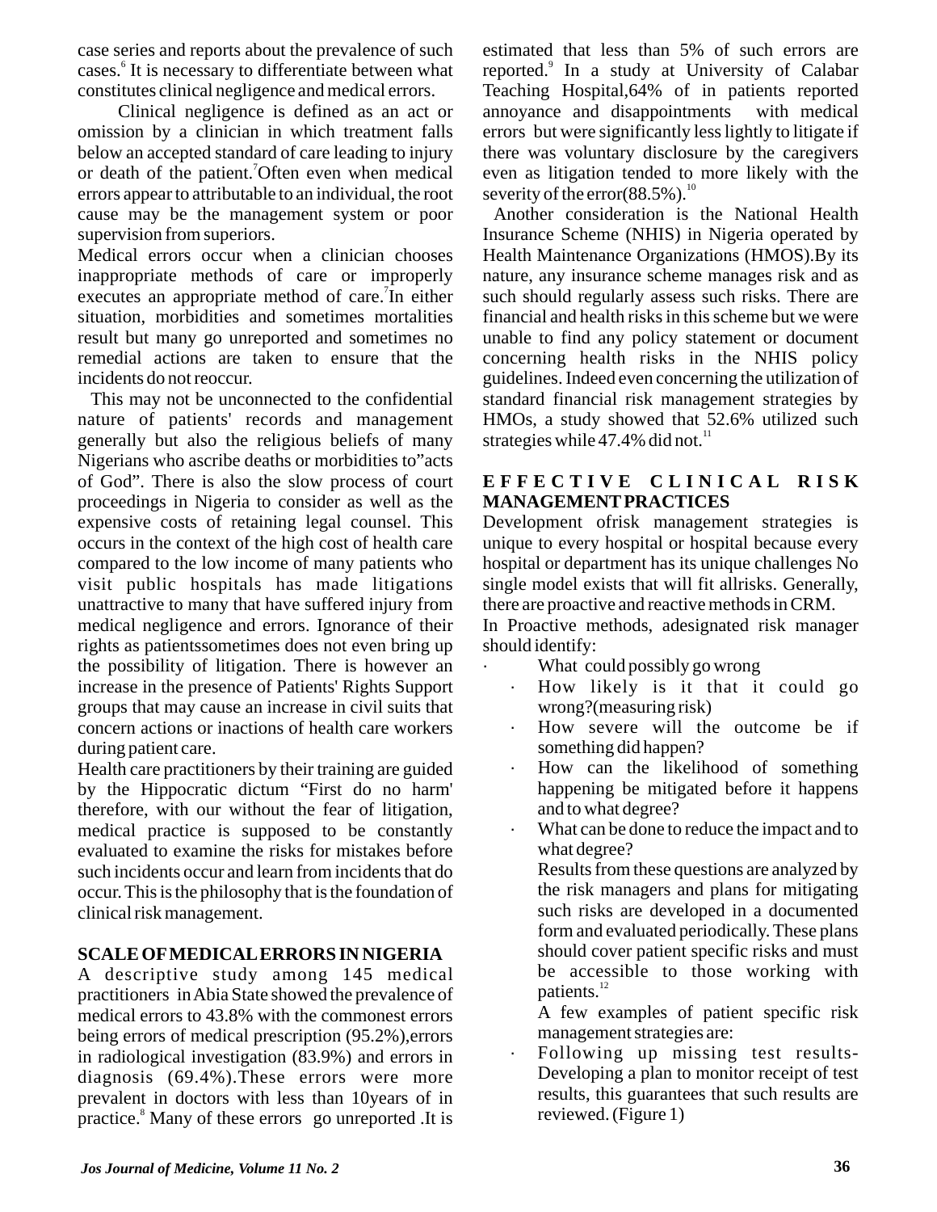case series and reports about the prevalence of such cases.[6] It is necessary to differentiate between what constitutes clinical negligence and medical errors.

Clinical negligence is defined as an act or omission by a clinician in which treatment falls below an accepted standard of care leading to injury or death of the patient.[7]Often even when medical errors appear to attributable to an individual, the root cause may be the management system or poor supervision from superiors.

Medical errors occur when a clinician chooses inappropriate methods of care or improperly executes an appropriate method of care.[7]In either situation, morbidities and sometimes mortalities result but many go unreported and sometimes no remedial actions are taken to ensure that the incidents do not reoccur.

This may not be unconnected to the confidential nature of patients' records and management generally but also the religious beliefs of many Nigerians who ascribe deaths or morbidities to"acts of God". There is also the slow process of court proceedings in Nigeria to consider as well as the expensive costs of retaining legal counsel. This occurs in the context of the high cost of health care compared to the low income of many patients who visit public hospitals has made litigations unattractive to many that have suffered injury from medical negligence and errors. Ignorance of their rights as patientssometimes does not even bring up the possibility of litigation. There is however an increase in the presence of Patients' Rights Support groups that may cause an increase in civil suits that concern actions or inactions of health care workers during patient care.

Health care practitioners by their training are guided by the Hippocratic dictum "First do no harm' therefore, with our without the fear of litigation, medical practice is supposed to be constantly evaluated to examine the risks for mistakes before such incidents occur and learn from incidents that do occur. This is the philosophy that is the foundation of clinical risk management.

## SCALE OF MEDICAL ERRORS IN NIGERIA

A descriptive study among 145 medical practitioners in Abia State showed the prevalence of medical errors to 43.8% with the commonest errors being errors of medical prescription (95.2%),errors in radiological investigation (83.9%) and errors in diagnosis (69.4%).These errors were more prevalent in doctors with less than 10years of in practice.[8] Many of these errors go unreported .It is estimated that less than 5% of such errors are reported.[9] In a study at University of Calabar Teaching Hospital,64% of in patients reported annoyance and disappointments with medical errors but were significantly less lightly to litigate if there was voluntary disclosure by the caregivers even as litigation tended to more likely with the severity of the error(88.5%).[10]

Another consideration is the National Health Insurance Scheme (NHIS) in Nigeria operated by Health Maintenance Organizations (HMOS).By its nature, any insurance scheme manages risk and as such should regularly assess such risks. There are financial and health risks in this scheme but we were unable to find any policy statement or document concerning health risks in the NHIS policy guidelines. Indeed even concerning the utilization of standard financial risk management strategies by HMOs, a study showed that 52.6% utilized such strategies while 47.4% did not.[11]

## EFFECTIVE CLINICAL RISK MANAGEMENT PRACTICES

Development ofrisk management strategies is unique to every hospital or hospital because every hospital or department has its unique challenges No single model exists that will fit allrisks. Generally, there are proactive and reactive methods in CRM.

In Proactive methods, adesignated risk manager should identify:

- What could possibly go wrong
- How likely is it that it could go wrong?(measuring risk)
- How severe will the outcome be if something did happen?
- How can the likelihood of something happening be mitigated before it happens and to what degree?
- What can be done to reduce the impact and to what degree?

Results from these questions are analyzed by the risk managers and plans for mitigating such risks are developed in a documented form and evaluated periodically. These plans should cover patient specific risks and must be accessible to those working with patients.[12]

A few examples of patient specific risk management strategies are:

- Following up missing test results- Developing a plan to monitor receipt of test results, this guarantees that such results are reviewed. (Figure 1)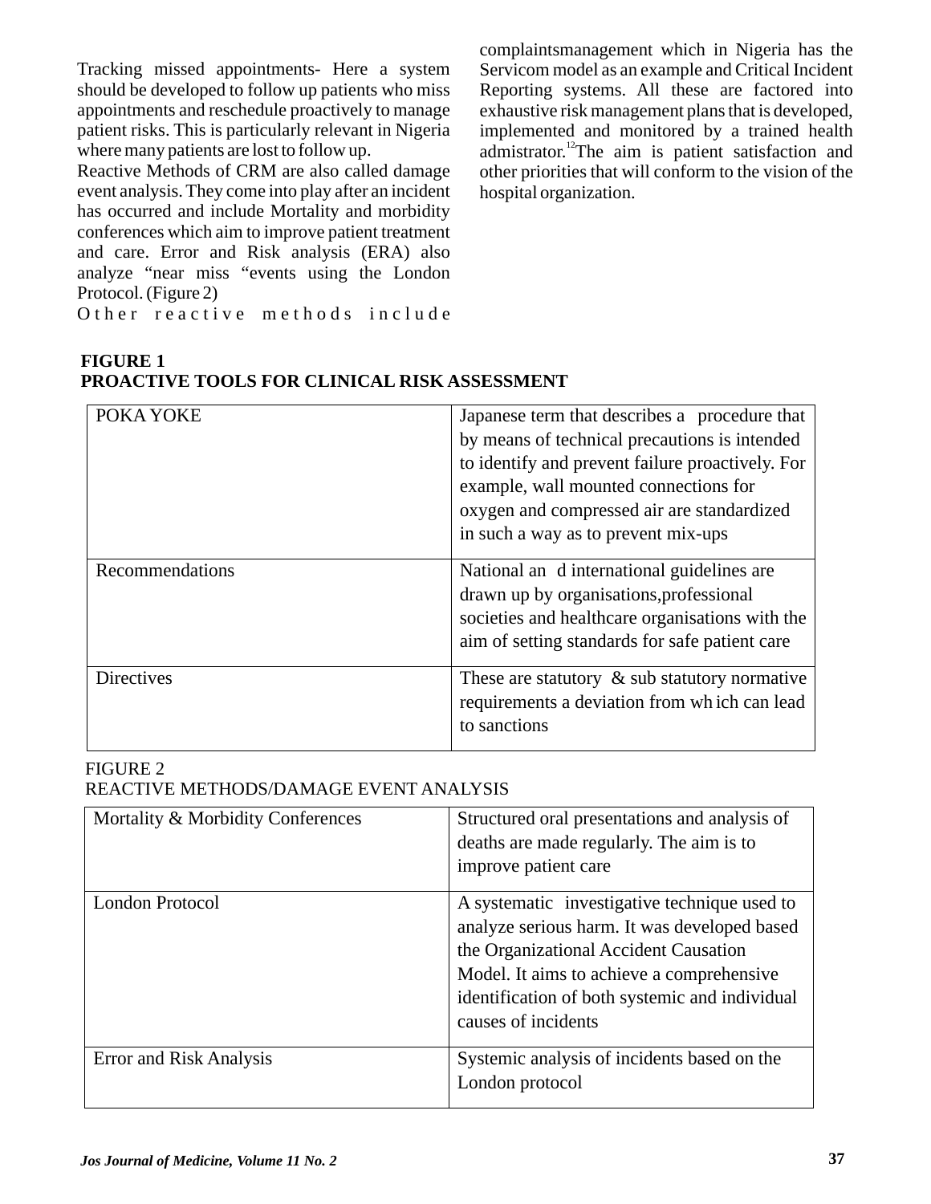Tracking missed appointments- Here a system should be developed to follow up patients who miss appointments and reschedule proactively to manage patient risks. This is particularly relevant in Nigeria where many patients are lost to follow up.

Reactive Methods of CRM are also called damage event analysis. They come into play after an incident has occurred and include Mortality and morbidity conferences which aim to improve patient treatment and care. Error and Risk analysis (ERA) also analyze "near miss "events using the London Protocol. (Figure 2)

Other reactive methods include complaintsmanagement which in Nigeria has the Servicom model as an example and Critical Incident Reporting systems. All these are factored into exhaustive risk management plans that is developed, implemented and monitored by a trained health admistrator.[12] The aim is patient satisfaction and other priorities that will conform to the vision of the hospital organization.

**FIGURE 1**
**PROACTIVE TOOLS FOR CLINICAL RISK ASSESSMENT**

| | |
|---|---|
| POKA YOKE | Japanese term that describes a procedure that by means of technical precautions is intended to identify and prevent failure proactively. For example, wall mounted connections for oxygen and compressed air are standardized in such a way as to prevent mix-ups |
| Recommendations | National an d international guidelines are drawn up by organisations,professional societies and healthcare organisations with the aim of setting standards for safe patient care |
| Directives | These are statutory & sub statutory normative requirements a deviation from wh ich can lead to sanctions |

FIGURE 2
REACTIVE METHODS/DAMAGE EVENT ANALYSIS

| | |
|---|---|
| Mortality & Morbidity Conferences | Structured oral presentations and analysis of deaths are made regularly. The aim is to improve patient care |
| London Protocol | A systematic investigative technique used to analyze serious harm. It was developed based the Organizational Accident Causation Model. It aims to achieve a comprehensive identification of both systemic and individual causes of incidents |
| Error and Risk Analysis | Systemic analysis of incidents based on the London protocol |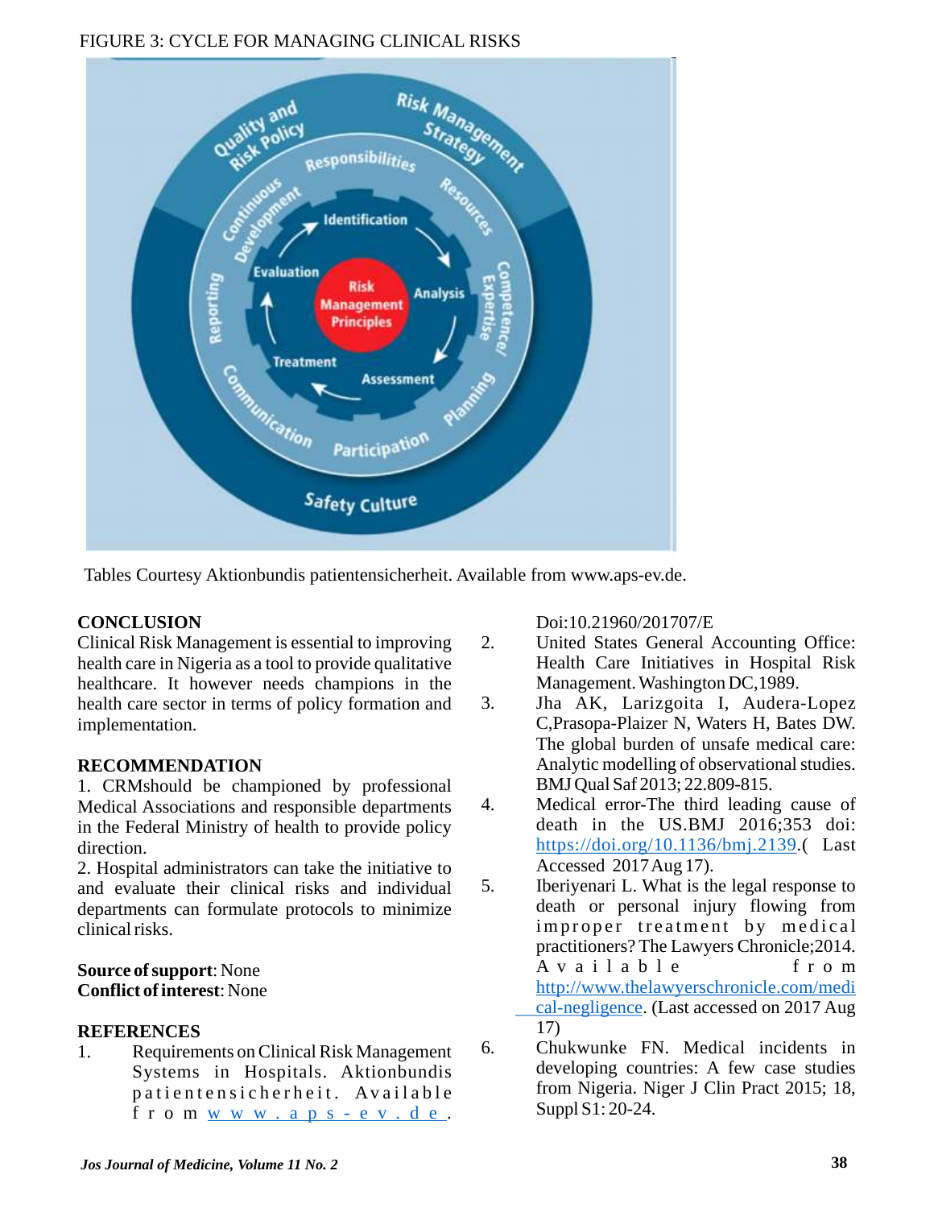FIGURE 3: CYCLE FOR MANAGING CLINICAL RISKS

Tables Courtesy Aktionbundis patientensicherheit. Available from www.aps-ev.de.

## CONCLUSION

Clinical Risk Management is essential to improving health care in Nigeria as a tool to provide qualitative healthcare. It however needs champions in the health care sector in terms of policy formation and implementation.

## RECOMMENDATION

1. CRMshould be championed by professional Medical Associations and responsible departments in the Federal Ministry of health to provide policy direction.
2. Hospital administrators can take the initiative to and evaluate their clinical risks and individual departments can formulate protocols to minimize clinical risks.

**Source of support**: None
**Conflict of interest**: None

## REFERENCES

1. Requirements on Clinical Risk Management Systems in Hospitals. Aktionbundis patientensicherheit. Available from www.aps-ev.de. Doi:10.21960/201707/E
2. United States General Accounting Office: Health Care Initiatives in Hospital Risk Management. Washington DC,1989.
3. Jha AK, Larizgoita I, Audera-Lopez C,Prasopa-Plaizer N, Waters H, Bates DW. The global burden of unsafe medical care: Analytic modelling of observational studies. BMJ Qual Saf 2013; 22.809-815.
4. Medical error-The third leading cause of death in the US.BMJ 2016;353 doi: https://doi.org/10.1136/bmj.2139.( Last Accessed 2017 Aug 17).
5. Iberiyenari L. What is the legal response to death or personal injury flowing from improper treatment by medical practitioners? The Lawyers Chronicle;2014. Available from http://www.thelawyerschronicle.com/medical-negligence. (Last accessed on 2017 Aug 17)
6. Chukwunke FN. Medical incidents in developing countries: A few case studies from Nigeria. Niger J Clin Pract 2015; 18, Suppl S1: 20-24.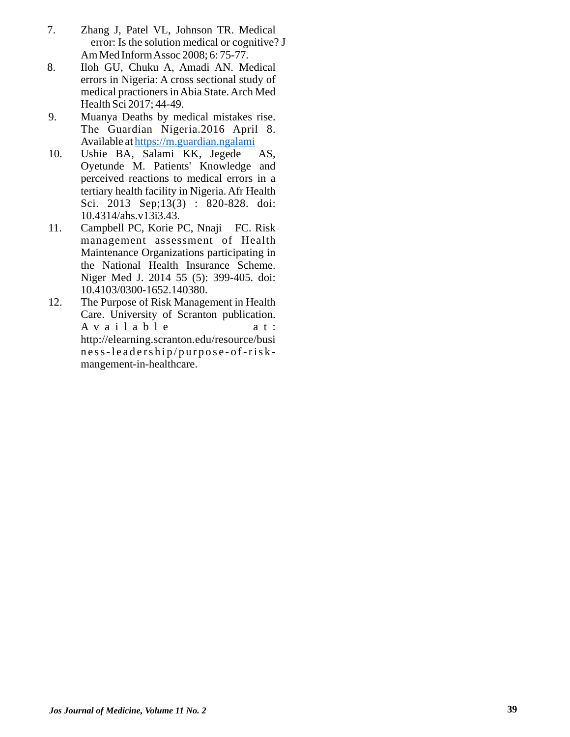7. Zhang J, Patel VL, Johnson TR. Medical error: Is the solution medical or cognitive? J Am Med Inform Assoc 2008; 6: 75-77.
8. Iloh GU, Chuku A, Amadi AN. Medical errors in Nigeria: A cross sectional study of medical practioners in Abia State. Arch Med Health Sci 2017; 44-49.
9. Muanya Deaths by medical mistakes rise. The Guardian Nigeria.2016 April 8. Available at https://m.guardian.ngalami
10. Ushie BA, Salami KK, Jegede AS, Oyetunde M. Patients' Knowledge and perceived reactions to medical errors in a tertiary health facility in Nigeria. Afr Health Sci. 2013 Sep;13(3) : 820-828. doi: 10.4314/ahs.v13i3.43.
11. Campbell PC, Korie PC, Nnaji FC. Risk management assessment of Health Maintenance Organizations participating in the National Health Insurance Scheme. Niger Med J. 2014 55 (5): 399-405. doi: 10.4103/0300-1652.140380.
12. The Purpose of Risk Management in Health Care. University of Scranton publication. Available at: http://elearning.scranton.edu/resource/business-leadership/purpose-of-risk-mangement-in-healthcare.